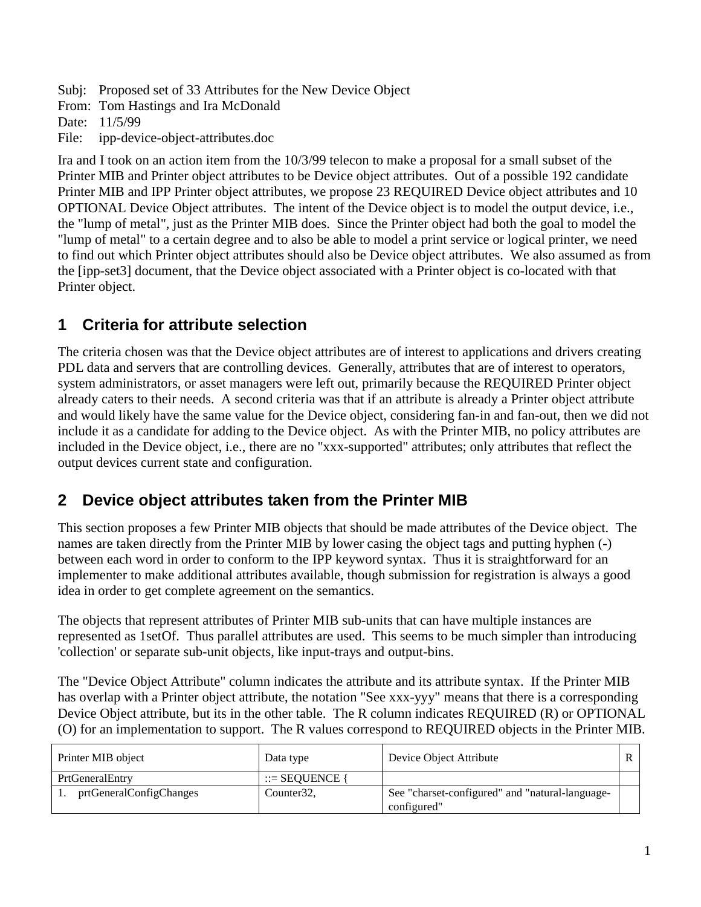Subj: Proposed set of 33 Attributes for the New Device Object
From: Tom Hastings and Ira McDonald
Date: 11/5/99
File: ipp-device-object-attributes.doc

Ira and I took on an action item from the 10/3/99 telecon to make a proposal for a small subset of the Printer MIB and Printer object attributes to be Device object attributes. Out of a possible 192 candidate Printer MIB and IPP Printer object attributes, we propose 23 REQUIRED Device object attributes and 10 OPTIONAL Device Object attributes. The intent of the Device object is to model the output device, i.e., the "lump of metal", just as the Printer MIB does. Since the Printer object had both the goal to model the "lump of metal" to a certain degree and to also be able to model a print service or logical printer, we need to find out which Printer object attributes should also be Device object attributes. We also assumed as from the [ipp-set3] document, that the Device object associated with a Printer object is co-located with that Printer object.

## 1 Criteria for attribute selection

The criteria chosen was that the Device object attributes are of interest to applications and drivers creating PDL data and servers that are controlling devices. Generally, attributes that are of interest to operators, system administrators, or asset managers were left out, primarily because the REQUIRED Printer object already caters to their needs. A second criteria was that if an attribute is already a Printer object attribute and would likely have the same value for the Device object, considering fan-in and fan-out, then we did not include it as a candidate for adding to the Device object. As with the Printer MIB, no policy attributes are included in the Device object, i.e., there are no "xxx-supported" attributes; only attributes that reflect the output devices current state and configuration.

## 2 Device object attributes taken from the Printer MIB

This section proposes a few Printer MIB objects that should be made attributes of the Device object. The names are taken directly from the Printer MIB by lower casing the object tags and putting hyphen (-) between each word in order to conform to the IPP keyword syntax. Thus it is straightforward for an implementer to make additional attributes available, though submission for registration is always a good idea in order to get complete agreement on the semantics.

The objects that represent attributes of Printer MIB sub-units that can have multiple instances are represented as 1setOf. Thus parallel attributes are used. This seems to be much simpler than introducing 'collection' or separate sub-unit objects, like input-trays and output-bins.

The "Device Object Attribute" column indicates the attribute and its attribute syntax. If the Printer MIB has overlap with a Printer object attribute, the notation "See xxx-yyy" means that there is a corresponding Device Object attribute, but its in the other table. The R column indicates REQUIRED (R) or OPTIONAL (O) for an implementation to support. The R values correspond to REQUIRED objects in the Printer MIB.

| Printer MIB object | Data type | Device Object Attribute | R |
|---|---|---|---|
| PrtGeneralEntry | ::= SEQUENCE { | | |
| 1. prtGeneralConfigChanges | Counter32, | See "charset-configured" and "natural-language-configured" | |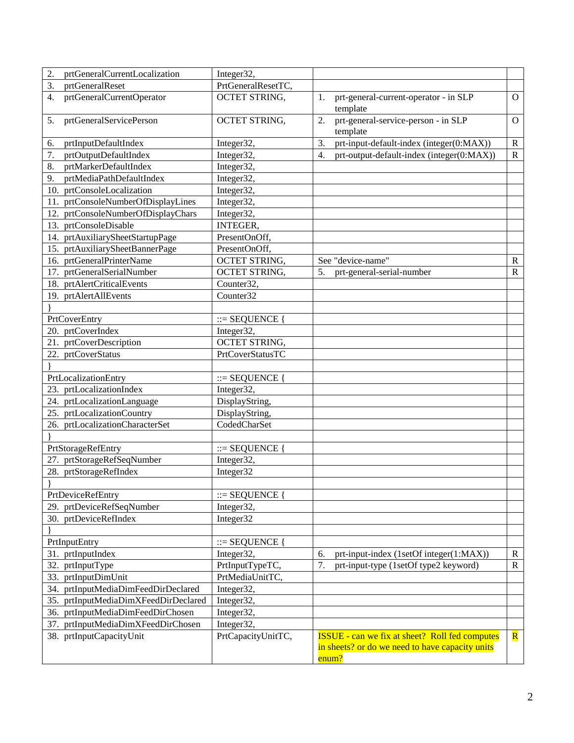| | | | |
|---|---|---|---|
| 2. prtGeneralCurrentLocalization | Integer32, | | |
| 3. prtGeneralReset | PrtGeneralResetTC, | | |
| 4. prtGeneralCurrentOperator | OCTET STRING, | 1. prt-general-current-operator - in SLP template | O |
| 5. prtGeneralServicePerson | OCTET STRING, | 2. prt-general-service-person - in SLP template | O |
| 6. prtInputDefaultIndex | Integer32, | 3. prt-input-default-index (integer(0:MAX)) | R |
| 7. prtOutputDefaultIndex | Integer32, | 4. prt-output-default-index (integer(0:MAX)) | R |
| 8. prtMarkerDefaultIndex | Integer32, | | |
| 9. prtMediaPathDefaultIndex | Integer32, | | |
| 10. prtConsoleLocalization | Integer32, | | |
| 11. prtConsoleNumberOfDisplayLines | Integer32, | | |
| 12. prtConsoleNumberOfDisplayChars | Integer32, | | |
| 13. prtConsoleDisable | INTEGER, | | |
| 14. prtAuxiliarySheetStartupPage | PresentOnOff, | | |
| 15. prtAuxiliarySheetBannerPage | PresentOnOff, | | |
| 16. prtGeneralPrinterName | OCTET STRING, | See "device-name" | R |
| 17. prtGeneralSerialNumber | OCTET STRING, | 5. prt-general-serial-number | R |
| 18. prtAlertCriticalEvents | Counter32, | | |
| 19. prtAlertAllEvents | Counter32 | | |
| } | | | |
| PrtCoverEntry | ::= SEQUENCE { | | |
| 20. prtCoverIndex | Integer32, | | |
| 21. prtCoverDescription | OCTET STRING, | | |
| 22. prtCoverStatus | PrtCoverStatusTC | | |
| } | | | |
| PrtLocalizationEntry | ::= SEQUENCE { | | |
| 23. prtLocalizationIndex | Integer32, | | |
| 24. prtLocalizationLanguage | DisplayString, | | |
| 25. prtLocalizationCountry | DisplayString, | | |
| 26. prtLocalizationCharacterSet | CodedCharSet | | |
| } | | | |
| PrtStorageRefEntry | ::= SEQUENCE { | | |
| 27. prtStorageRefSeqNumber | Integer32, | | |
| 28. prtStorageRefIndex | Integer32 | | |
| } | | | |
| PrtDeviceRefEntry | ::= SEQUENCE { | | |
| 29. prtDeviceRefSeqNumber | Integer32, | | |
| 30. prtDeviceRefIndex | Integer32 | | |
| } | | | |
| PrtInputEntry | ::= SEQUENCE { | | |
| 31. prtInputIndex | Integer32, | 6. prt-input-index (1setOf integer(1:MAX)) | R |
| 32. prtInputType | PrtInputTypeTC, | 7. prt-input-type (1setOf type2 keyword) | R |
| 33. prtInputDimUnit | PrtMediaUnitTC, | | |
| 34. prtInputMediaDimFeedDirDeclared | Integer32, | | |
| 35. prtInputMediaDimXFeedDirDeclared | Integer32, | | |
| 36. prtInputMediaDimFeedDirChosen | Integer32, | | |
| 37. prtInputMediaDimXFeedDirChosen | Integer32, | | |
| 38. prtInputCapacityUnit | PrtCapacityUnitTC, | ISSUE - can we fix at sheet? Roll fed computes in sheets? or do we need to have capacity units enum? | R |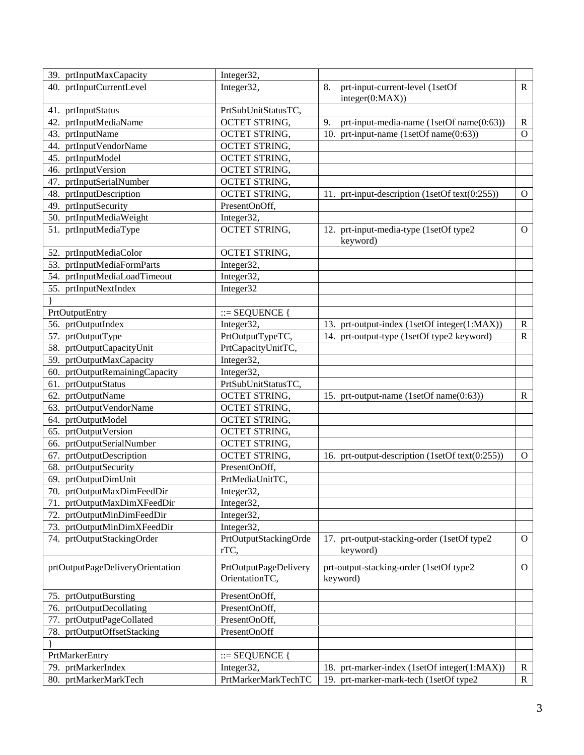| | | | |
|---|---|---|---|
| 39. prtInputMaxCapacity | Integer32, | | |
| 40. prtInputCurrentLevel | Integer32, | 8. prt-input-current-level (1setOf integer(0:MAX)) | R |
| 41. prtInputStatus | PrtSubUnitStatusTC, | | |
| 42. prtInputMediaName | OCTET STRING, | 9. prt-input-media-name (1setOf name(0:63)) | R |
| 43. prtInputName | OCTET STRING, | 10. prt-input-name (1setOf name(0:63)) | O |
| 44. prtInputVendorName | OCTET STRING, | | |
| 45. prtInputModel | OCTET STRING, | | |
| 46. prtInputVersion | OCTET STRING, | | |
| 47. prtInputSerialNumber | OCTET STRING, | | |
| 48. prtInputDescription | OCTET STRING, | 11. prt-input-description (1setOf text(0:255)) | O |
| 49. prtInputSecurity | PresentOnOff, | | |
| 50. prtInputMediaWeight | Integer32, | | |
| 51. prtInputMediaType | OCTET STRING, | 12. prt-input-media-type (1setOf type2 keyword) | O |
| 52. prtInputMediaColor | OCTET STRING, | | |
| 53. prtInputMediaFormParts | Integer32, | | |
| 54. prtInputMediaLoadTimeout | Integer32, | | |
| 55. prtInputNextIndex | Integer32 | | |
| } | | | |
| PrtOutputEntry | ::= SEQUENCE { | | |
| 56. prtOutputIndex | Integer32, | 13. prt-output-index (1setOf integer(1:MAX)) | R |
| 57. prtOutputType | PrtOutputTypeTC, | 14. prt-output-type (1setOf type2 keyword) | R |
| 58. prtOutputCapacityUnit | PrtCapacityUnitTC, | | |
| 59. prtOutputMaxCapacity | Integer32, | | |
| 60. prtOutputRemainingCapacity | Integer32, | | |
| 61. prtOutputStatus | PrtSubUnitStatusTC, | | |
| 62. prtOutputName | OCTET STRING, | 15. prt-output-name (1setOf name(0:63)) | R |
| 63. prtOutputVendorName | OCTET STRING, | | |
| 64. prtOutputModel | OCTET STRING, | | |
| 65. prtOutputVersion | OCTET STRING, | | |
| 66. prtOutputSerialNumber | OCTET STRING, | | |
| 67. prtOutputDescription | OCTET STRING, | 16. prt-output-description (1setOf text(0:255)) | O |
| 68. prtOutputSecurity | PresentOnOff, | | |
| 69. prtOutputDimUnit | PrtMediaUnitTC, | | |
| 70. prtOutputMaxDimFeedDir | Integer32, | | |
| 71. prtOutputMaxDimXFeedDir | Integer32, | | |
| 72. prtOutputMinDimFeedDir | Integer32, | | |
| 73. prtOutputMinDimXFeedDir | Integer32, | | |
| 74. prtOutputStackingOrder | PrtOutputStackingOrderTC, | 17. prt-output-stacking-order (1setOf type2 keyword) | O |
| prtOutputPageDeliveryOrientation | PrtOutputPageDeliveryOrientationTC, | prt-output-stacking-order (1setOf type2 keyword) | O |
| 75. prtOutputBursting | PresentOnOff, | | |
| 76. prtOutputDecollating | PresentOnOff, | | |
| 77. prtOutputPageCollated | PresentOnOff, | | |
| 78. prtOutputOffsetStacking | PresentOnOff | | |
| } | | | |
| PrtMarkerEntry | ::= SEQUENCE { | | |
| 79. prtMarkerIndex | Integer32, | 18. prt-marker-index (1setOf integer(1:MAX)) | R |
| 80. prtMarkerMarkTech | PrtMarkerMarkTechTC | 19. prt-marker-mark-tech (1setOf type2 | R |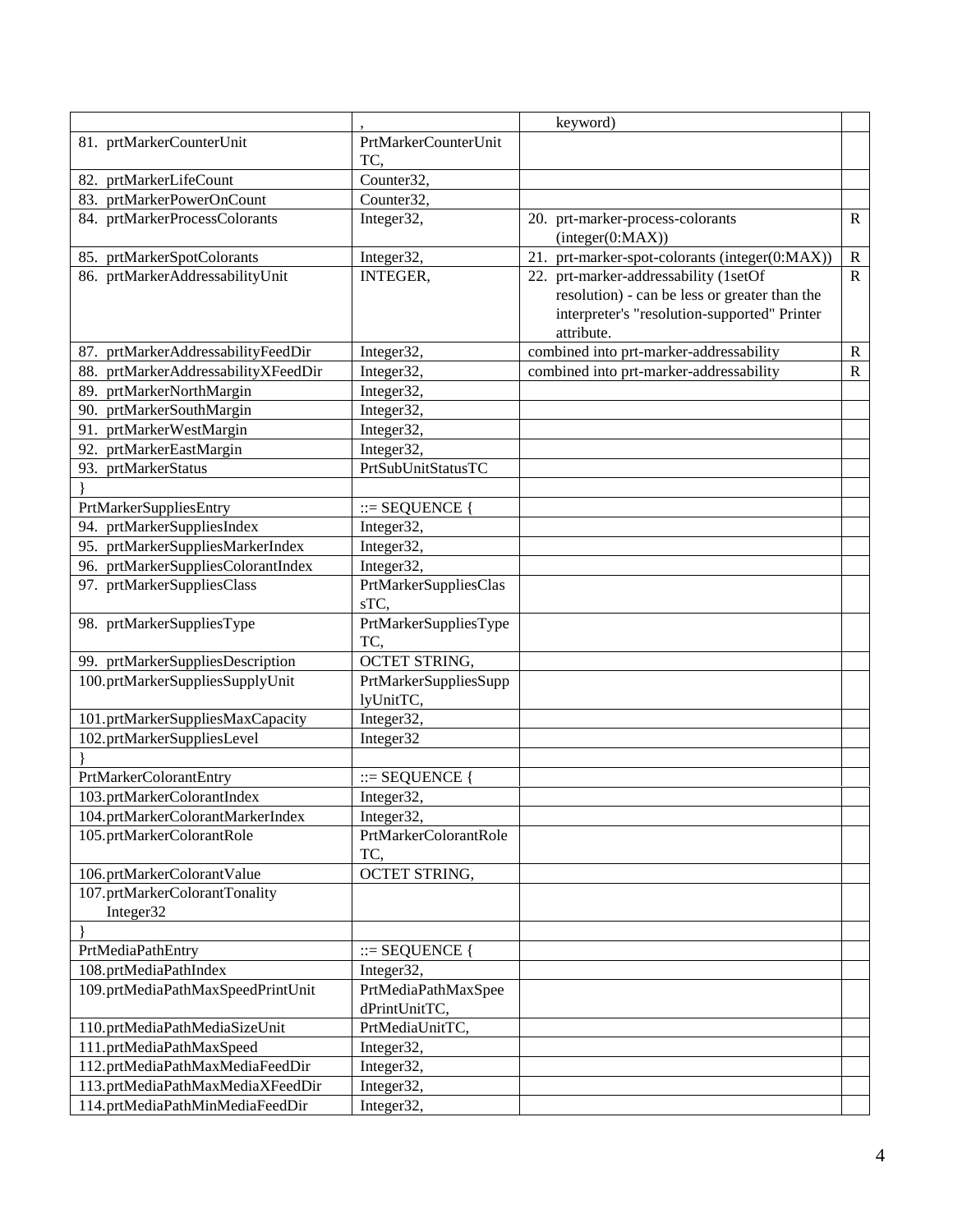| | , | keyword) | |
|---|---|---|---|
| 81. prtMarkerCounterUnit | PrtMarkerCounterUnitTC, | | |
| 82. prtMarkerLifeCount | Counter32, | | |
| 83. prtMarkerPowerOnCount | Counter32, | | |
| 84. prtMarkerProcessColorants | Integer32, | 20. prt-marker-process-colorants (integer(0:MAX)) | R |
| 85. prtMarkerSpotColorants | Integer32, | 21. prt-marker-spot-colorants (integer(0:MAX)) | R |
| 86. prtMarkerAddressabilityUnit | INTEGER, | 22. prt-marker-addressability (1setOf resolution) - can be less or greater than the interpreter's "resolution-supported" Printer attribute. | R |
| 87. prtMarkerAddressabilityFeedDir | Integer32, | combined into prt-marker-addressability | R |
| 88. prtMarkerAddressabilityXFeedDir | Integer32, | combined into prt-marker-addressability | R |
| 89. prtMarkerNorthMargin | Integer32, | | |
| 90. prtMarkerSouthMargin | Integer32, | | |
| 91. prtMarkerWestMargin | Integer32, | | |
| 92. prtMarkerEastMargin | Integer32, | | |
| 93. prtMarkerStatus | PrtSubUnitStatusTC | | |
| } | | | |
| PrtMarkerSuppliesEntry | ::= SEQUENCE { | | |
| 94. prtMarkerSuppliesIndex | Integer32, | | |
| 95. prtMarkerSuppliesMarkerIndex | Integer32, | | |
| 96. prtMarkerSuppliesColorantIndex | Integer32, | | |
| 97. prtMarkerSuppliesClass | PrtMarkerSuppliesClassTC, | | |
| 98. prtMarkerSuppliesType | PrtMarkerSuppliesTypeTC, | | |
| 99. prtMarkerSuppliesDescription | OCTET STRING, | | |
| 100.prtMarkerSuppliesSupplyUnit | PrtMarkerSuppliesSupplyUnitTC, | | |
| 101.prtMarkerSuppliesMaxCapacity | Integer32, | | |
| 102.prtMarkerSuppliesLevel | Integer32 | | |
| } | | | |
| PrtMarkerColorantEntry | ::= SEQUENCE { | | |
| 103.prtMarkerColorantIndex | Integer32, | | |
| 104.prtMarkerColorantMarkerIndex | Integer32, | | |
| 105.prtMarkerColorantRole | PrtMarkerColorantRoleTC, | | |
| 106.prtMarkerColorantValue | OCTET STRING, | | |
| 107.prtMarkerColorantTonality Integer32 | | | |
| } | | | |
| PrtMediaPathEntry | ::= SEQUENCE { | | |
| 108.prtMediaPathIndex | Integer32, | | |
| 109.prtMediaPathMaxSpeedPrintUnit | PrtMediaPathMaxSpeedPrintUnitTC, | | |
| 110.prtMediaPathMediaSizeUnit | PrtMediaUnitTC, | | |
| 111.prtMediaPathMaxSpeed | Integer32, | | |
| 112.prtMediaPathMaxMediaFeedDir | Integer32, | | |
| 113.prtMediaPathMaxMediaXFeedDir | Integer32, | | |
| 114.prtMediaPathMinMediaFeedDir | Integer32, | | |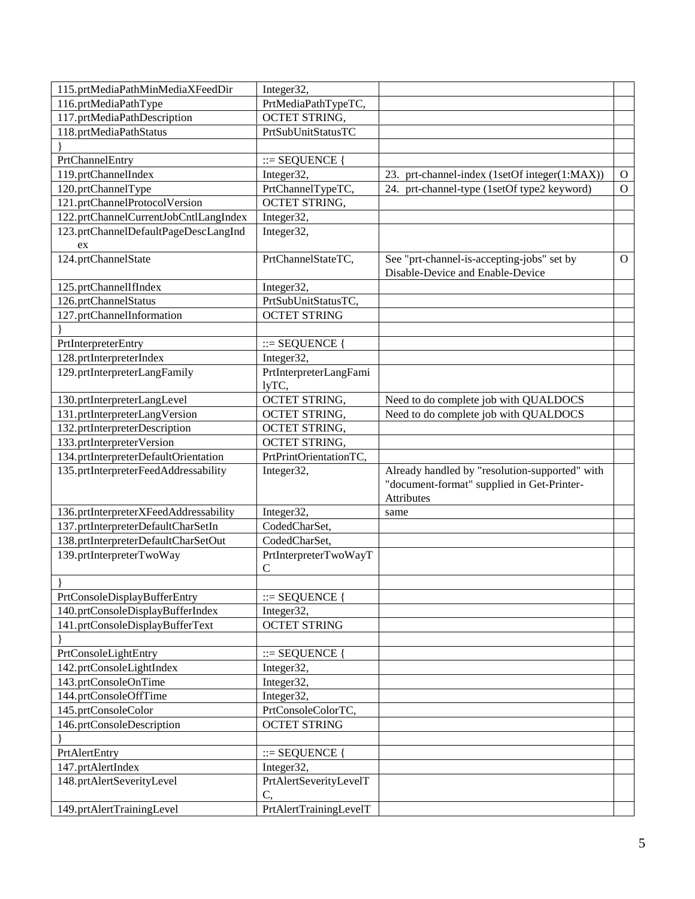| | | | |
|---|---|---|---|
| 115.prtMediaPathMinMediaXFeedDir | Integer32, | | |
| 116.prtMediaPathType | PrtMediaPathTypeTC, | | |
| 117.prtMediaPathDescription | OCTET STRING, | | |
| 118.prtMediaPathStatus | PrtSubUnitStatusTC | | |
| } | | | |
| PrtChannelEntry | ::= SEQUENCE { | | |
| 119.prtChannelIndex | Integer32, | 23. prt-channel-index (1setOf integer(1:MAX)) | O |
| 120.prtChannelType | PrtChannelTypeTC, | 24. prt-channel-type (1setOf type2 keyword) | O |
| 121.prtChannelProtocolVersion | OCTET STRING, | | |
| 122.prtChannelCurrentJobCntlLangIndex | Integer32, | | |
| 123.prtChannelDefaultPageDescLangIndex | Integer32, | | |
| 124.prtChannelState | PrtChannelStateTC, | See "prt-channel-is-accepting-jobs" set by Disable-Device and Enable-Device | O |
| 125.prtChannelIfIndex | Integer32, | | |
| 126.prtChannelStatus | PrtSubUnitStatusTC, | | |
| 127.prtChannelInformation | OCTET STRING | | |
| } | | | |
| PrtInterpreterEntry | ::= SEQUENCE { | | |
| 128.prtInterpreterIndex | Integer32, | | |
| 129.prtInterpreterLangFamily | PrtInterpreterLangFamilyTC, | | |
| 130.prtInterpreterLangLevel | OCTET STRING, | Need to do complete job with QUALDOCS | |
| 131.prtInterpreterLangVersion | OCTET STRING, | Need to do complete job with QUALDOCS | |
| 132.prtInterpreterDescription | OCTET STRING, | | |
| 133.prtInterpreterVersion | OCTET STRING, | | |
| 134.prtInterpreterDefaultOrientation | PrtPrintOrientationTC, | | |
| 135.prtInterpreterFeedAddressability | Integer32, | Already handled by "resolution-supported" with "document-format" supplied in Get-Printer-Attributes | |
| 136.prtInterpreterXFeedAddressability | Integer32, | same | |
| 137.prtInterpreterDefaultCharSetIn | CodedCharSet, | | |
| 138.prtInterpreterDefaultCharSetOut | CodedCharSet, | | |
| 139.prtInterpreterTwoWay | PrtInterpreterTwoWayTC | | |
| } | | | |
| PrtConsoleDisplayBufferEntry | ::= SEQUENCE { | | |
| 140.prtConsoleDisplayBufferIndex | Integer32, | | |
| 141.prtConsoleDisplayBufferText | OCTET STRING | | |
| } | | | |
| PrtConsoleLightEntry | ::= SEQUENCE { | | |
| 142.prtConsoleLightIndex | Integer32, | | |
| 143.prtConsoleOnTime | Integer32, | | |
| 144.prtConsoleOffTime | Integer32, | | |
| 145.prtConsoleColor | PrtConsoleColorTC, | | |
| 146.prtConsoleDescription | OCTET STRING | | |
| } | | | |
| PrtAlertEntry | ::= SEQUENCE { | | |
| 147.prtAlertIndex | Integer32, | | |
| 148.prtAlertSeverityLevel | PrtAlertSeverityLevelTC, | | |
| 149.prtAlertTrainingLevel | PrtAlertTrainingLevelT | | |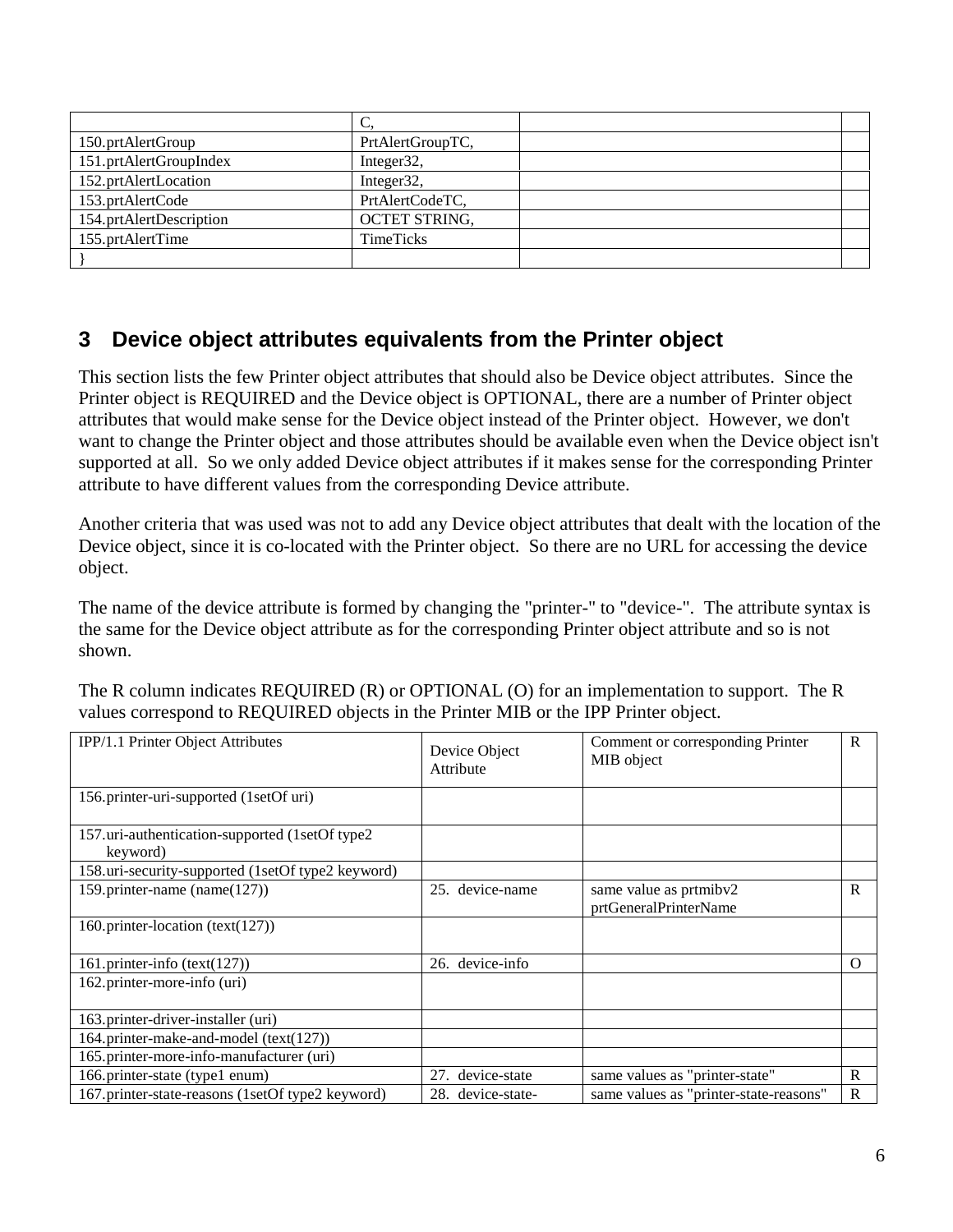| | C, | | |
|---|---|---|---|
| 150.prtAlertGroup | PrtAlertGroupTC, | | |
| 151.prtAlertGroupIndex | Integer32, | | |
| 152.prtAlertLocation | Integer32, | | |
| 153.prtAlertCode | PrtAlertCodeTC, | | |
| 154.prtAlertDescription | OCTET STRING, | | |
| 155.prtAlertTime | TimeTicks | | |
| } | | | |

## 3 Device object attributes equivalents from the Printer object

This section lists the few Printer object attributes that should also be Device object attributes. Since the Printer object is REQUIRED and the Device object is OPTIONAL, there are a number of Printer object attributes that would make sense for the Device object instead of the Printer object. However, we don't want to change the Printer object and those attributes should be available even when the Device object isn't supported at all. So we only added Device object attributes if it makes sense for the corresponding Printer attribute to have different values from the corresponding Device attribute.

Another criteria that was used was not to add any Device object attributes that dealt with the location of the Device object, since it is co-located with the Printer object. So there are no URL for accessing the device object.

The name of the device attribute is formed by changing the "printer-" to "device-". The attribute syntax is the same for the Device object attribute as for the corresponding Printer object attribute and so is not shown.

The R column indicates REQUIRED (R) or OPTIONAL (O) for an implementation to support. The R values correspond to REQUIRED objects in the Printer MIB or the IPP Printer object.

| IPP/1.1 Printer Object Attributes | Device Object Attribute | Comment or corresponding Printer MIB object | R |
|---|---|---|---|
| 156.printer-uri-supported (1setOf uri) | | | |
| 157.uri-authentication-supported (1setOf type2 keyword) | | | |
| 158.uri-security-supported (1setOf type2 keyword) | | | |
| 159.printer-name (name(127)) | 25. device-name | same value as prtmibv2 prtGeneralPrinterName | R |
| 160.printer-location (text(127)) | | | |
| 161.printer-info (text(127)) | 26. device-info | | O |
| 162.printer-more-info (uri) | | | |
| 163.printer-driver-installer (uri) | | | |
| 164.printer-make-and-model (text(127)) | | | |
| 165.printer-more-info-manufacturer (uri) | | | |
| 166.printer-state (type1 enum) | 27. device-state | same values as "printer-state" | R |
| 167.printer-state-reasons (1setOf type2 keyword) | 28. device-state- | same values as "printer-state-reasons" | R |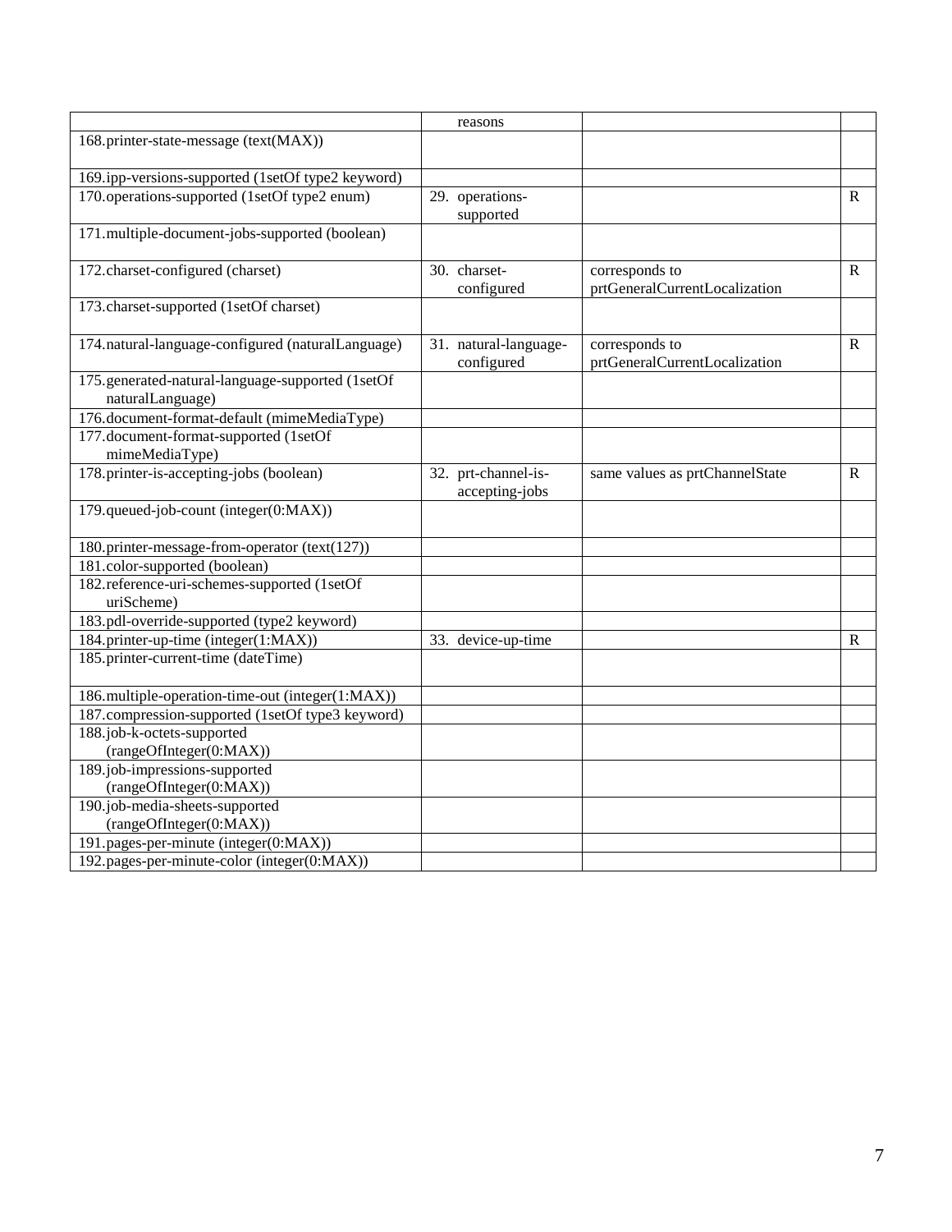| | | | |
|---|---|---|---|
| | reasons | | |
| 168.printer-state-message (text(MAX)) | | | |
| 169.ipp-versions-supported (1setOf type2 keyword) | | | |
| 170.operations-supported (1setOf type2 enum) | 29. operations-supported | | R |
| 171.multiple-document-jobs-supported (boolean) | | | |
| 172.charset-configured (charset) | 30. charset-configured | corresponds to prtGeneralCurrentLocalization | R |
| 173.charset-supported (1setOf charset) | | | |
| 174.natural-language-configured (naturalLanguage) | 31. natural-language-configured | corresponds to prtGeneralCurrentLocalization | R |
| 175.generated-natural-language-supported (1setOf naturalLanguage) | | | |
| 176.document-format-default (mimeMediaType) | | | |
| 177.document-format-supported (1setOf mimeMediaType) | | | |
| 178.printer-is-accepting-jobs (boolean) | 32. prt-channel-is-accepting-jobs | same values as prtChannelState | R |
| 179.queued-job-count (integer(0:MAX)) | | | |
| 180.printer-message-from-operator (text(127)) | | | |
| 181.color-supported (boolean) | | | |
| 182.reference-uri-schemes-supported (1setOf uriScheme) | | | |
| 183.pdl-override-supported (type2 keyword) | | | |
| 184.printer-up-time (integer(1:MAX)) | 33. device-up-time | | R |
| 185.printer-current-time (dateTime) | | | |
| 186.multiple-operation-time-out (integer(1:MAX)) | | | |
| 187.compression-supported (1setOf type3 keyword) | | | |
| 188.job-k-octets-supported (rangeOfInteger(0:MAX)) | | | |
| 189.job-impressions-supported (rangeOfInteger(0:MAX)) | | | |
| 190.job-media-sheets-supported (rangeOfInteger(0:MAX)) | | | |
| 191.pages-per-minute (integer(0:MAX)) | | | |
| 192.pages-per-minute-color (integer(0:MAX)) | | | |